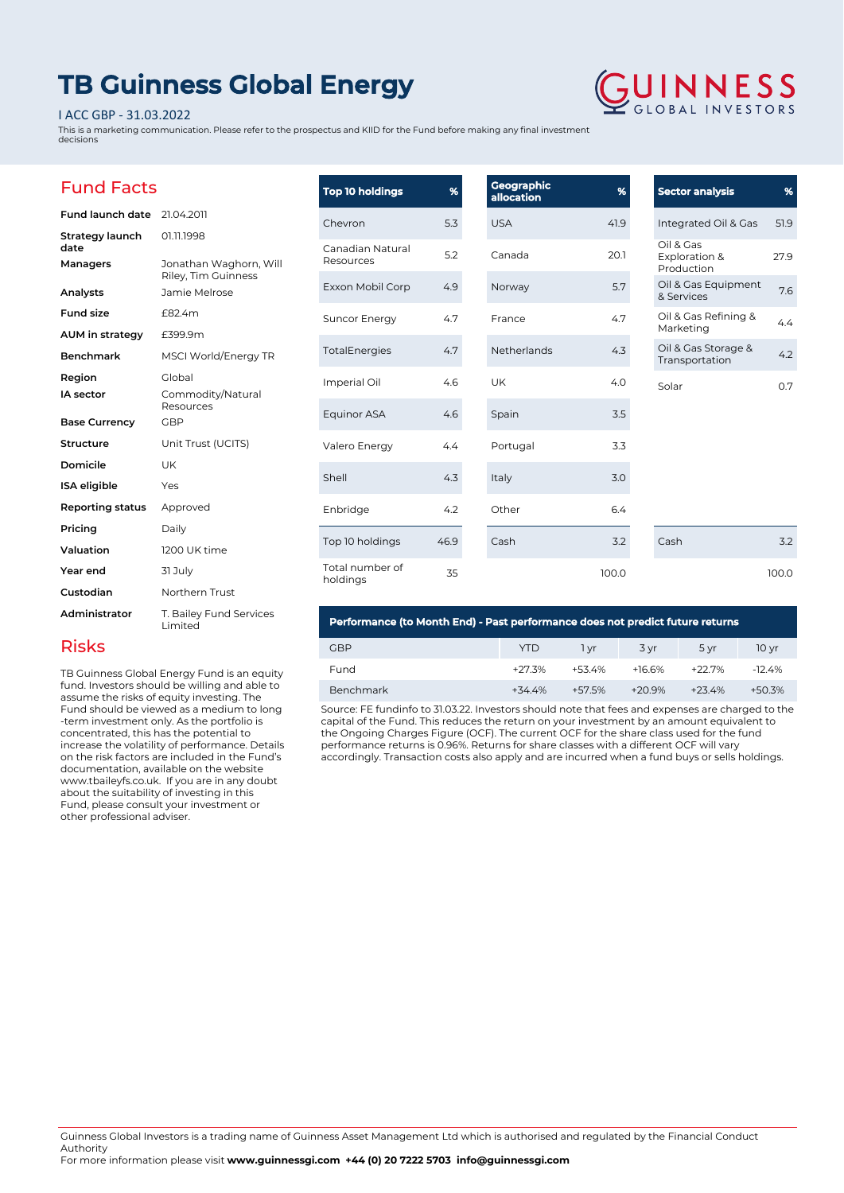# TB Guinness Global Energy

I ACC GBP - 31.03.2022

This is a marketing communication. Please refer to the prospectus and KIID for the Fund before making any final investment decisions

## Fund Facts

| | |
|---|---|
| **Fund launch date** | 21.04.2011 |
| **Strategy launch date** | 01.11.1998 |
| **Managers** | Jonathan Waghorn, Will Riley, Tim Guinness |
| **Analysts** | Jamie Melrose |
| **Fund size** | £82.4m |
| **AUM in strategy** | £399.9m |
| **Benchmark** | MSCI World/Energy TR |
| **Region** | Global |
| **IA sector** | Commodity/Natural Resources |
| **Base Currency** | GBP |
| **Structure** | Unit Trust (UCITS) |
| **Domicile** | UK |
| **ISA eligible** | Yes |
| **Reporting status** | Approved |
| **Pricing** | Daily |
| **Valuation** | 1200 UK time |
| **Year end** | 31 July |
| **Custodian** | Northern Trust |
| **Administrator** | T. Bailey Fund Services Limited |

## Risks

TB Guinness Global Energy Fund is an equity fund. Investors should be willing and able to assume the risks of equity investing. The Fund should be viewed as a medium to long -term investment only. As the portfolio is concentrated, this has the potential to increase the volatility of performance. Details on the risk factors are included in the Fund's documentation, available on the website www.tbaileyfs.co.uk. If you are in any doubt about the suitability of investing in this Fund, please consult your investment or other professional adviser.

| Top 10 holdings | % |
|---|---|
| Chevron | 5.3 |
| Canadian Natural Resources | 5.2 |
| Exxon Mobil Corp | 4.9 |
| Suncor Energy | 4.7 |
| TotalEnergies | 4.7 |
| Imperial Oil | 4.6 |
| Equinor ASA | 4.6 |
| Valero Energy | 4.4 |
| Shell | 4.3 |
| Enbridge | 4.2 |
| Top 10 holdings | 46.9 |
| Total number of holdings | 35 |

| Geographic allocation | % |
|---|---|
| USA | 41.9 |
| Canada | 20.1 |
| Norway | 5.7 |
| France | 4.7 |
| Netherlands | 4.3 |
| UK | 4.0 |
| Spain | 3.5 |
| Portugal | 3.3 |
| Italy | 3.0 |
| Other | 6.4 |
| Cash | 3.2 |
| | 100.0 |

| Sector analysis | % |
|---|---|
| Integrated Oil & Gas | 51.9 |
| Oil & Gas Exploration & Production | 27.9 |
| Oil & Gas Equipment & Services | 7.6 |
| Oil & Gas Refining & Marketing | 4.4 |
| Oil & Gas Storage & Transportation | 4.2 |
| Solar | 0.7 |
| Cash | 3.2 |
| | 100.0 |

**Performance (to Month End) - Past performance does not predict future returns**

| GBP | YTD | 1 yr | 3 yr | 5 yr | 10 yr |
|---|---|---|---|---|---|
| Fund | +27.3% | +53.4% | +16.6% | +22.7% | -12.4% |
| Benchmark | +34.4% | +57.5% | +20.9% | +23.4% | +50.3% |

Source: FE fundinfo to 31.03.22. Investors should note that fees and expenses are charged to the capital of the Fund. This reduces the return on your investment by an amount equivalent to the Ongoing Charges Figure (OCF). The current OCF for the share class used for the fund performance returns is 0.96%. Returns for share classes with a different OCF will vary accordingly. Transaction costs also apply and are incurred when a fund buys or sells holdings.

Guinness Global Investors is a trading name of Guinness Asset Management Ltd which is authorised and regulated by the Financial Conduct Authority
For more information please visit **www.guinnessgi.com +44 (0) 20 7222 5703 info@guinnessgi.com**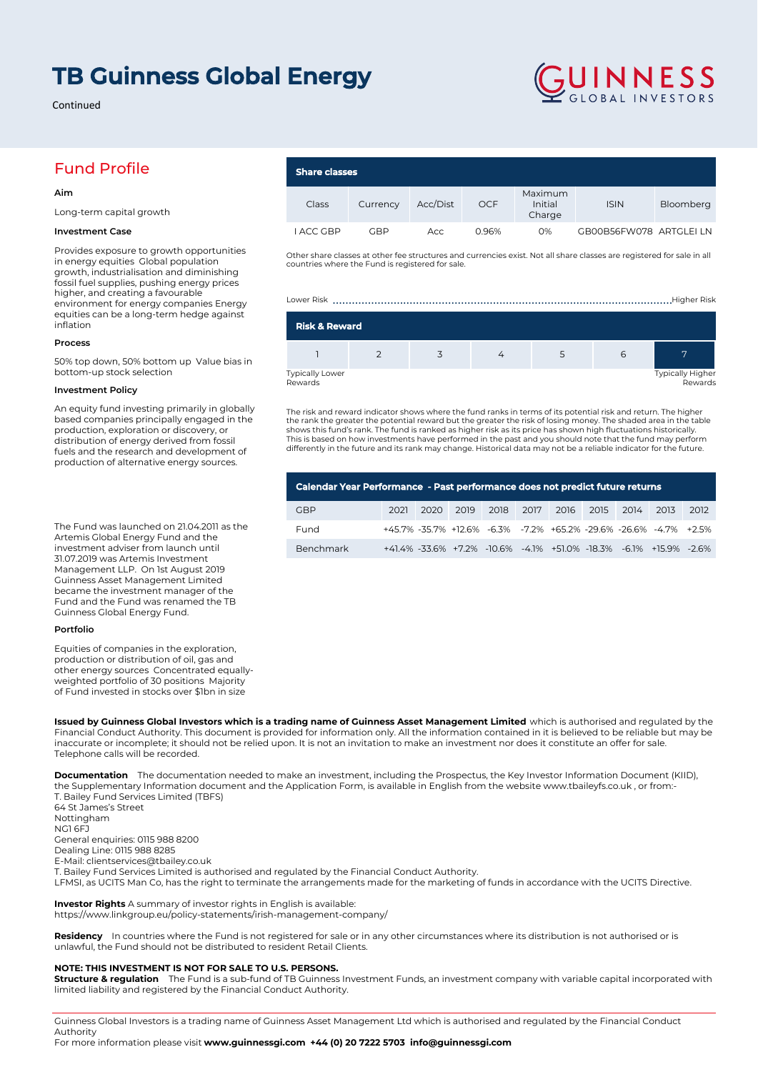# TB Guinness Global Energy

Continued

## Fund Profile

**Aim**

Long-term capital growth

**Investment Case**

Provides exposure to growth opportunities in energy equities Global population growth, industrialisation and diminishing fossil fuel supplies, pushing energy prices higher, and creating a favourable environment for energy companies Energy equities can be a long-term hedge against inflation

**Process**

50% top down, 50% bottom up Value bias in bottom-up stock selection

**Investment Policy**

An equity fund investing primarily in globally based companies principally engaged in the production, exploration or discovery, or distribution of energy derived from fossil fuels and the research and development of production of alternative energy sources.

The Fund was launched on 21.04.2011 as the Artemis Global Energy Fund and the investment adviser from launch until 31.07.2019 was Artemis Investment Management LLP. On 1st August 2019 Guinness Asset Management Limited became the investment manager of the Fund and the Fund was renamed the TB Guinness Global Energy Fund.

**Portfolio**

Equities of companies in the exploration, production or distribution of oil, gas and other energy sources Concentrated equally-weighted portfolio of 30 positions Majority of Fund invested in stocks over $1bn in size

**Share classes**

| Class | Currency | Acc/Dist | OCF | Maximum Initial Charge | ISIN | Bloomberg |
|---|---|---|---|---|---|---|
| I ACC GBP | GBP | Acc | 0.96% | 0% | GB00B56FW078 | ARTGLEI LN |

Other share classes at other fee structures and currencies exist. Not all share classes are registered for sale in all countries where the Fund is registered for sale.

Lower Risk ........ Higher Risk

**Risk & Reward**

| 1 | 2 | 3 | 4 | 5 | 6 | 7 |
|---|---|---|---|---|---|---|

Typically Lower Rewards — Typically Higher Rewards

The risk and reward indicator shows where the fund ranks in terms of its potential risk and return. The higher the rank the greater the potential reward but the greater the risk of losing money. The shaded area in the table shows this fund's rank. The fund is ranked as higher risk as its price has shown high fluctuations historically. This is based on how investments have performed in the past and you should note that the fund may perform differently in the future and its rank may change. Historical data may not be a reliable indicator for the future.

**Calendar Year Performance - Past performance does not predict future returns**

| GBP | 2021 | 2020 | 2019 | 2018 | 2017 | 2016 | 2015 | 2014 | 2013 | 2012 |
|---|---|---|---|---|---|---|---|---|---|---|
| Fund | +45.7% | -35.7% | +12.6% | -6.3% | -7.2% | +65.2% | -29.6% | -26.6% | -4.7% | +2.5% |
| Benchmark | +41.4% | -33.6% | +7.2% | -10.6% | -4.1% | +51.0% | -18.3% | -6.1% | +15.9% | -2.6% |

**Issued by Guinness Global Investors which is a trading name of Guinness Asset Management Limited** which is authorised and regulated by the Financial Conduct Authority. This document is provided for information only. All the information contained in it is believed to be reliable but may be inaccurate or incomplete; it should not be relied upon. It is not an invitation to make an investment nor does it constitute an offer for sale. Telephone calls will be recorded.

**Documentation** The documentation needed to make an investment, including the Prospectus, the Key Investor Information Document (KIID), the Supplementary Information document and the Application Form, is available in English from the website www.tbaileyfs.co.uk , or from:-
T. Bailey Fund Services Limited (TBFS)
64 St James's Street
Nottingham
NG1 6FJ
General enquiries: 0115 988 8200
Dealing Line: 0115 988 8285
E-Mail: clientservices@tbailey.co.uk
T. Bailey Fund Services Limited is authorised and regulated by the Financial Conduct Authority.
LFMSI, as UCITS Man Co, has the right to terminate the arrangements made for the marketing of funds in accordance with the UCITS Directive.

**Investor Rights** A summary of investor rights in English is available:
https://www.linkgroup.eu/policy-statements/irish-management-company/

**Residency** In countries where the Fund is not registered for sale or in any other circumstances where its distribution is not authorised or is unlawful, the Fund should not be distributed to resident Retail Clients.

**NOTE: THIS INVESTMENT IS NOT FOR SALE TO U.S. PERSONS.**
**Structure & regulation** The Fund is a sub-fund of TB Guinness Investment Funds, an investment company with variable capital incorporated with limited liability and registered by the Financial Conduct Authority.

Guinness Global Investors is a trading name of Guinness Asset Management Ltd which is authorised and regulated by the Financial Conduct Authority
For more information please visit **www.guinnessgi.com +44 (0) 20 7222 5703 info@guinnessgi.com**